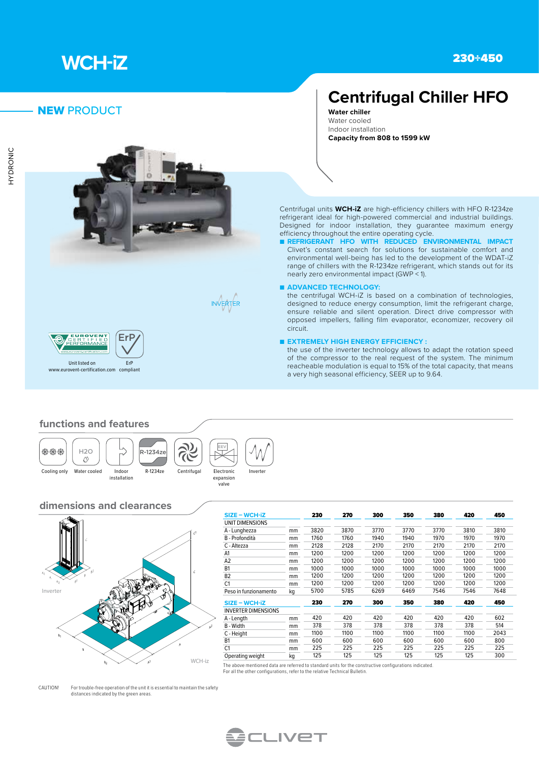# WCH-iZ

230÷450

HYDRONIC

## NEW PRODUCT

# Centrifugal Chiller HFO

**Water chiller**
Water cooled
Indoor installation
**Capacity from 808 to 1599 kW**

Centrifugal units **WCH-iZ** are high-efficiency chillers with HFO R-1234ze refrigerant ideal for high-powered commercial and industrial buildings. Designed for indoor installation, they guarantee maximum energy efficiency throughout the entire operating cycle.

- **REFRIGERANT HFO WITH REDUCED ENVIRONMENTAL IMPACT**
  Clivet's constant search for solutions for sustainable comfort and environmental well-being has led to the development of the WDAT-iZ range of chillers with the R-1234ze refrigerant, which stands out for its nearly zero environmental impact (GWP < 1).

- **ADVANCED TECHNOLOGY:**
  the centrifugal WCH-iZ is based on a combination of technologies, designed to reduce energy consumption, limit the refrigerant charge, ensure reliable and silent operation. Direct drive compressor with opposed impellers, falling film evaporator, economizer, recovery oil circuit.

- **EXTREMELY HIGH ENERGY EFFICIENCY :**
  the use of the inverter technology allows to adapt the rotation speed of the compressor to the real request of the system. The minimum reacheable modulation is equal to 15% of the total capacity, that means a very high seasonal efficiency, SEER up to 9.64.

INVERTER

Unit listed on www.eurovent-certification.com

ErP compliant

## functions and features

Cooling only · Water cooled · Indoor installation · R-1234ze · Centrifugal · Electronic expansion valve · Inverter

## dimensions and clearances

Inverter

WCH-iz

| SIZE – WCH-iZ | | 230 | 270 | 300 | 350 | 380 | 420 | 450 |
|---|---|---|---|---|---|---|---|---|
| UNIT DIMENSIONS | | | | | | | | |
| A - Lunghezza | mm | 3820 | 3870 | 3770 | 3770 | 3770 | 3810 | 3810 |
| B - Profondità | mm | 1760 | 1760 | 1940 | 1940 | 1970 | 1970 | 1970 |
| C - Altezza | mm | 2128 | 2128 | 2170 | 2170 | 2170 | 2170 | 2170 |
| A1 | mm | 1200 | 1200 | 1200 | 1200 | 1200 | 1200 | 1200 |
| A2 | mm | 1200 | 1200 | 1200 | 1200 | 1200 | 1200 | 1200 |
| B1 | mm | 1000 | 1000 | 1000 | 1000 | 1000 | 1000 | 1000 |
| B2 | mm | 1200 | 1200 | 1200 | 1200 | 1200 | 1200 | 1200 |
| C1 | mm | 1200 | 1200 | 1200 | 1200 | 1200 | 1200 | 1200 |
| Peso in funzionamento | kg | 5700 | 5785 | 6269 | 6469 | 7546 | 7546 | 7648 |

| SIZE – WCH-iZ | | 230 | 270 | 300 | 350 | 380 | 420 | 450 |
|---|---|---|---|---|---|---|---|---|
| INVERTER DIMENSIONS | | | | | | | | |
| A - Length | mm | 420 | 420 | 420 | 420 | 420 | 420 | 602 |
| B - Width | mm | 378 | 378 | 378 | 378 | 378 | 378 | 514 |
| C - Height | mm | 1100 | 1100 | 1100 | 1100 | 1100 | 1100 | 2043 |
| B1 | mm | 600 | 600 | 600 | 600 | 600 | 600 | 800 |
| C1 | mm | 225 | 225 | 225 | 225 | 225 | 225 | 225 |
| Operating weight | kg | 125 | 125 | 125 | 125 | 125 | 125 | 300 |

The above mentioned data are referred to standard units for the constructive configurations indicated.
For all the other configurations, refer to the relative Technical Bulletin.

CAUTION! For trouble-free operation of the unit it is essential to maintain the safety distances indicated by the green areas.

CLIVET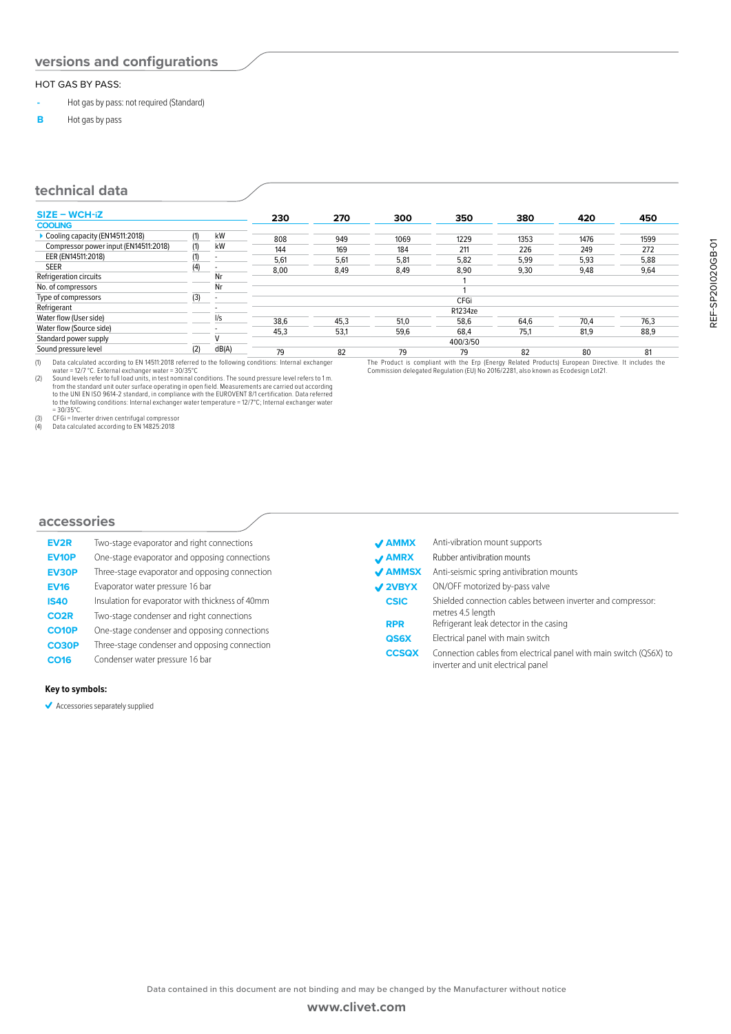## versions and configurations

HOT GAS BY PASS:

- **-** Hot gas by pass: not required (Standard)
- **B** Hot gas by pass

## technical data

| SIZE – WCH-iZ | | | 230 | 270 | 300 | 350 | 380 | 420 | 450 |
|---|---|---|---|---|---|---|---|---|---|
| **COOLING** | | | | | | | | | |
| Cooling capacity (EN14511:2018) | (1) | kW | 808 | 949 | 1069 | 1229 | 1353 | 1476 | 1599 |
| Compressor power input (EN14511:2018) | (1) | kW | 144 | 169 | 184 | 211 | 226 | 249 | 272 |
| EER (EN14511:2018) | (1) | - | 5,61 | 5,61 | 5,81 | 5,82 | 5,99 | 5,93 | 5,88 |
| SEER | (4) | - | 8,00 | 8,49 | 8,49 | 8,90 | 9,30 | 9,48 | 9,64 |
| Refrigeration circuits | | Nr | | | | 1 | | | |
| No. of compressors | | Nr | | | | 1 | | | |
| Type of compressors | (3) | - | | | | CFGi | | | |
| Refrigerant | | - | | | | R1234ze | | | |
| Water flow (User side) | | l/s | 38,6 | 45,3 | 51,0 | 58,6 | 64,6 | 70,4 | 76,3 |
| Water flow (Source side) | | - | 45,3 | 53,1 | 59,6 | 68,4 | 75,1 | 81,9 | 88,9 |
| Standard power supply | | V | | | | 400/3/50 | | | |
| Sound pressure level | (2) | dB(A) | 79 | 82 | 79 | 79 | 82 | 80 | 81 |

(1) Data calculated according to EN 14511:2018 referred to the following conditions: Internal exchanger water = 12/7 °C. External exchanger water = 30/35°C

(2) Sound levels refer to full load units, in test nominal conditions. The sound pressure level refers to 1 m. from the standard unit outer surface operating in open field. Measurements are carried out according to the UNI EN ISO 9614-2 standard, in compliance with the EUROVENT 8/1 certification. Data referred to the following conditions: Internal exchanger water temperature = 12/7°C; Internal exchanger water = 30/35°C.

(3) CFGi = Inverter driven centrifugal compressor

(4) Data calculated according to EN 14825:2018

The Product is compliant with the Erp (Energy Related Products) European Directive. It includes the Commission delegated Regulation (EU) No 2016/2281, also known as Ecodesign Lot21.

## accessories

| | |
|---|---|
| **EV2R** | Two-stage evaporator and right connections |
| **EV10P** | One-stage evaporator and opposing connections |
| **EV30P** | Three-stage evaporator and opposing connection |
| **EV16** | Evaporator water pressure 16 bar |
| **IS40** | Insulation for evaporator with thickness of 40mm |
| **CO2R** | Two-stage condenser and right connections |
| **CO10P** | One-stage condenser and opposing connections |
| **CO30P** | Three-stage condenser and opposing connection |
| **CO16** | Condenser water pressure 16 bar |
| ✔ **AMMX** | Anti-vibration mount supports |
| ✔ **AMRX** | Rubber antivibration mounts |
| ✔ **AMMSX** | Anti-seismic spring antivibration mounts |
| ✔ **2VBYX** | ON/OFF motorized by-pass valve |
| **CSIC** | Shielded connection cables between inverter and compressor: metres 4.5 length |
| **RPR** | Refrigerant leak detector in the casing |
| **QS6X** | Electrical panel with main switch |
| **CCSQX** | Connection cables from electrical panel with main switch (QS6X) to inverter and unit electrical panel |

**Key to symbols:**

✔ Accessories separately supplied

Data contained in this document are not binding and may be changed by the Manufacturer without notice

REF-SP20I020GB-01